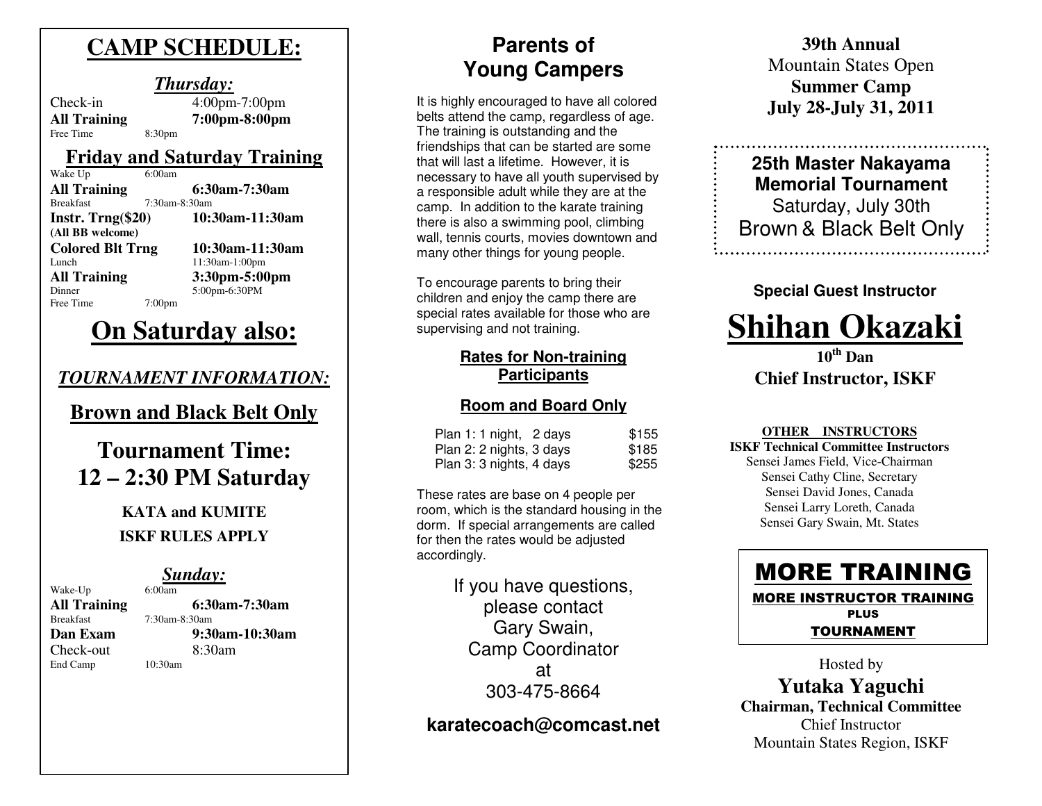# CAMP SCHEDULE:

### *Thursday:*

Check-in 4:00pm-7:00pm
**All Training** **7:00pm-8:00pm**
Free Time 8:30pm

## Friday and Saturday Training

Wake Up 6:00am
**All Training** **6:30am-7:30am**
Breakfast 7:30am-8:30am
**Instr. Trng($20)** **10:30am-11:30am**
**(All BB welcome)**
**Colored Blt Trng** **10:30am-11:30am**
Lunch 11:30am-1:00pm
**All Training** **3:30pm-5:00pm**
Dinner 5:00pm-6:30PM
Free Time 7:00pm

# On Saturday also:

### *TOURNAMENT INFORMATION:*

## Brown and Black Belt Only

## Tournament Time: 12 – 2:30 PM Saturday

**KATA and KUMITE**

**ISKF RULES APPLY**

### *Sunday:*

Wake-Up 6:00am
**All Training** **6:30am-7:30am**
Breakfast 7:30am-8:30am
**Dan Exam** **9:30am-10:30am**
Check-out 8:30am
End Camp 10:30am

## Parents of Young Campers

It is highly encouraged to have all colored belts attend the camp, regardless of age. The training is outstanding and the friendships that can be started are some that will last a lifetime. However, it is necessary to have all youth supervised by a responsible adult while they are at the camp. In addition to the karate training there is also a swimming pool, climbing wall, tennis courts, movies downtown and many other things for young people.

To encourage parents to bring their children and enjoy the camp there are special rates available for those who are supervising and not training.

### Rates for Non-training Participants

### Room and Board Only

| Plan | Rate |
|---|---|
| Plan 1: 1 night, 2 days | $155 |
| Plan 2: 2 nights, 3 days | $185 |
| Plan 3: 3 nights, 4 days | $255 |

These rates are base on 4 people per room, which is the standard housing in the dorm. If special arrangements are called for then the rates would be adjusted accordingly.

If you have questions, please contact Gary Swain, Camp Coordinator at 303-475-8664

**karatecoach@comcast.net**

**39th Annual**
Mountain States Open
**Summer Camp**
**July 28-July 31, 2011**

**25th Master Nakayama Memorial Tournament**
Saturday, July 30th
Brown & Black Belt Only

**Special Guest Instructor**

# Shihan Okazaki

**10th Dan**
**Chief Instructor, ISKF**

**OTHER INSTRUCTORS**
**ISKF Technical Committee Instructors**
Sensei James Field, Vice-Chairman
Sensei Cathy Cline, Secretary
Sensei David Jones, Canada
Sensei Larry Loreth, Canada
Sensei Gary Swain, Mt. States

## MORE TRAINING
MORE INSTRUCTOR TRAINING
PLUS
TOURNAMENT

Hosted by
**Yutaka Yaguchi**
**Chairman, Technical Committee**
Chief Instructor
Mountain States Region, ISKF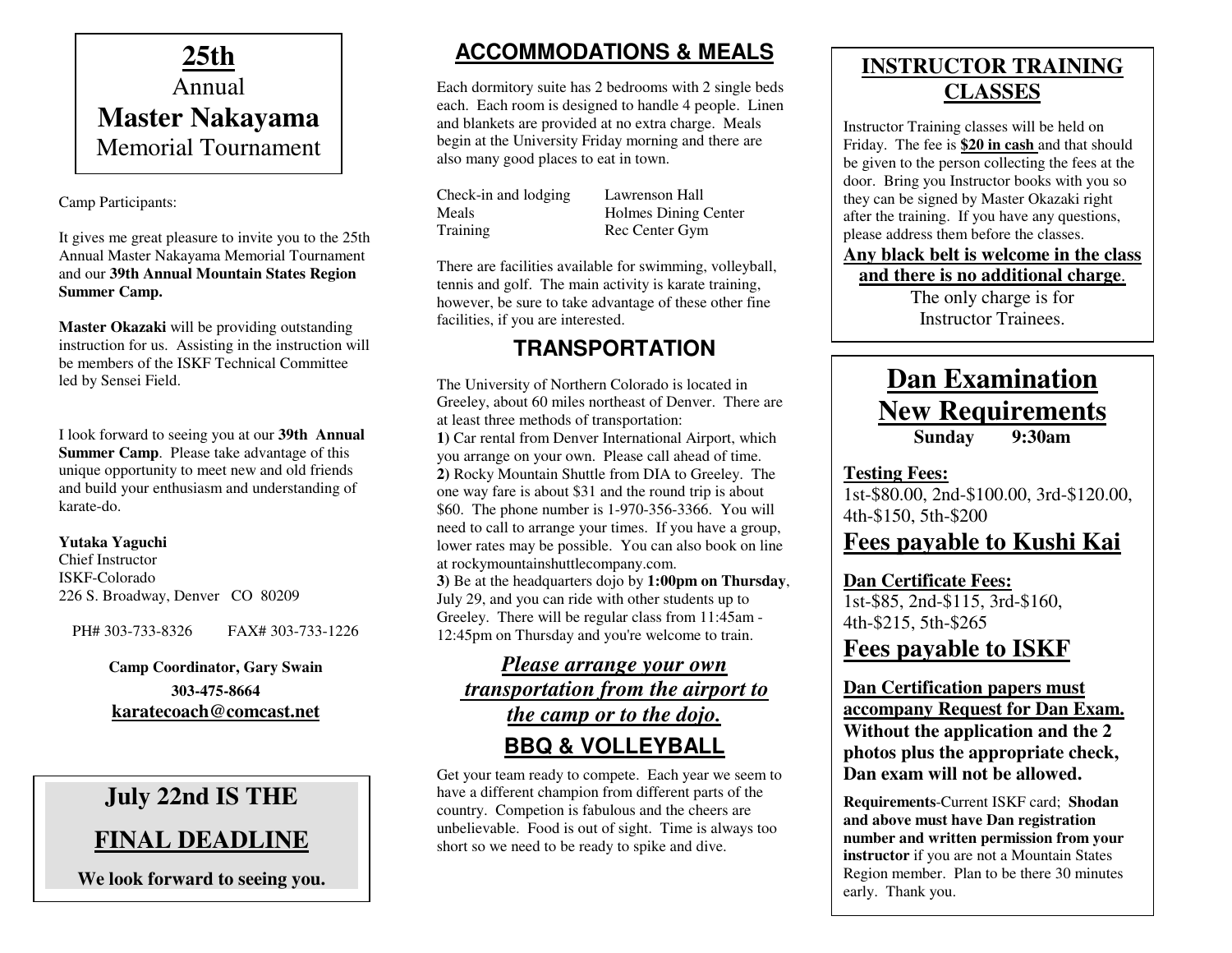# 25th
Annual
**Master Nakayama**
Memorial Tournament

Camp Participants:

It gives me great pleasure to invite you to the 25th Annual Master Nakayama Memorial Tournament and our **39th Annual Mountain States Region Summer Camp.**

**Master Okazaki** will be providing outstanding instruction for us. Assisting in the instruction will be members of the ISKF Technical Committee led by Sensei Field.

I look forward to seeing you at our **39th Annual Summer Camp**. Please take advantage of this unique opportunity to meet new and old friends and build your enthusiasm and understanding of karate-do.

**Yutaka Yaguchi**
Chief Instructor
ISKF-Colorado
226 S. Broadway, Denver CO 80209

PH# 303-733-8326 FAX# 303-733-1226

**Camp Coordinator, Gary Swain**
**303-475-8664**
**karatecoach@comcast.net**

## July 22nd IS THE FINAL DEADLINE

**We look forward to seeing you.**

## ACCOMMODATIONS & MEALS

Each dormitory suite has 2 bedrooms with 2 single beds each. Each room is designed to handle 4 people. Linen and blankets are provided at no extra charge. Meals begin at the University Friday morning and there are also many good places to eat in town.

| | |
|---|---|
| Check-in and lodging | Lawrenson Hall |
| Meals | Holmes Dining Center |
| Training | Rec Center Gym |

There are facilities available for swimming, volleyball, tennis and golf. The main activity is karate training, however, be sure to take advantage of these other fine facilities, if you are interested.

## TRANSPORTATION

The University of Northern Colorado is located in Greeley, about 60 miles northeast of Denver. There are at least three methods of transportation:

**1)** Car rental from Denver International Airport, which you arrange on your own. Please call ahead of time.
**2)** Rocky Mountain Shuttle from DIA to Greeley. The one way fare is about $31 and the round trip is about $60. The phone number is 1-970-356-3366. You will need to call to arrange your times. If you have a group, lower rates may be possible. You can also book on line at rockymountainshuttlecompany.com.
**3)** Be at the headquarters dojo by **1:00pm on Thursday**, July 29, and you can ride with other students up to Greeley. There will be regular class from 11:45am - 12:45pm on Thursday and you're welcome to train.

***Please arrange your own transportation from the airport to the camp or to the dojo.***

## BBQ & VOLLEYBALL

Get your team ready to compete. Each year we seem to have a different champion from different parts of the country. Competion is fabulous and the cheers are unbelievable. Food is out of sight. Time is always too short so we need to be ready to spike and dive.

## INSTRUCTOR TRAINING CLASSES

Instructor Training classes will be held on Friday. The fee is **$20 in cash** and that should be given to the person collecting the fees at the door. Bring you Instructor books with you so they can be signed by Master Okazaki right after the training. If you have any questions, please address them before the classes.

**Any black belt is welcome in the class and there is no additional charge.**
The only charge is for Instructor Trainees.

## Dan Examination New Requirements

**Sunday 9:30am**

**Testing Fees:**
1st-$80.00, 2nd-$100.00, 3rd-$120.00, 4th-$150, 5th-$200

**Fees payable to Kushi Kai**

**Dan Certificate Fees:**
1st-$85, 2nd-$115, 3rd-$160, 4th-$215, 5th-$265

**Fees payable to ISKF**

**Dan Certification papers must accompany Request for Dan Exam. Without the application and the 2 photos plus the appropriate check, Dan exam will not be allowed.**

**Requirements**-Current ISKF card; **Shodan and above must have Dan registration number and written permission from your instructor** if you are not a Mountain States Region member. Plan to be there 30 minutes early. Thank you.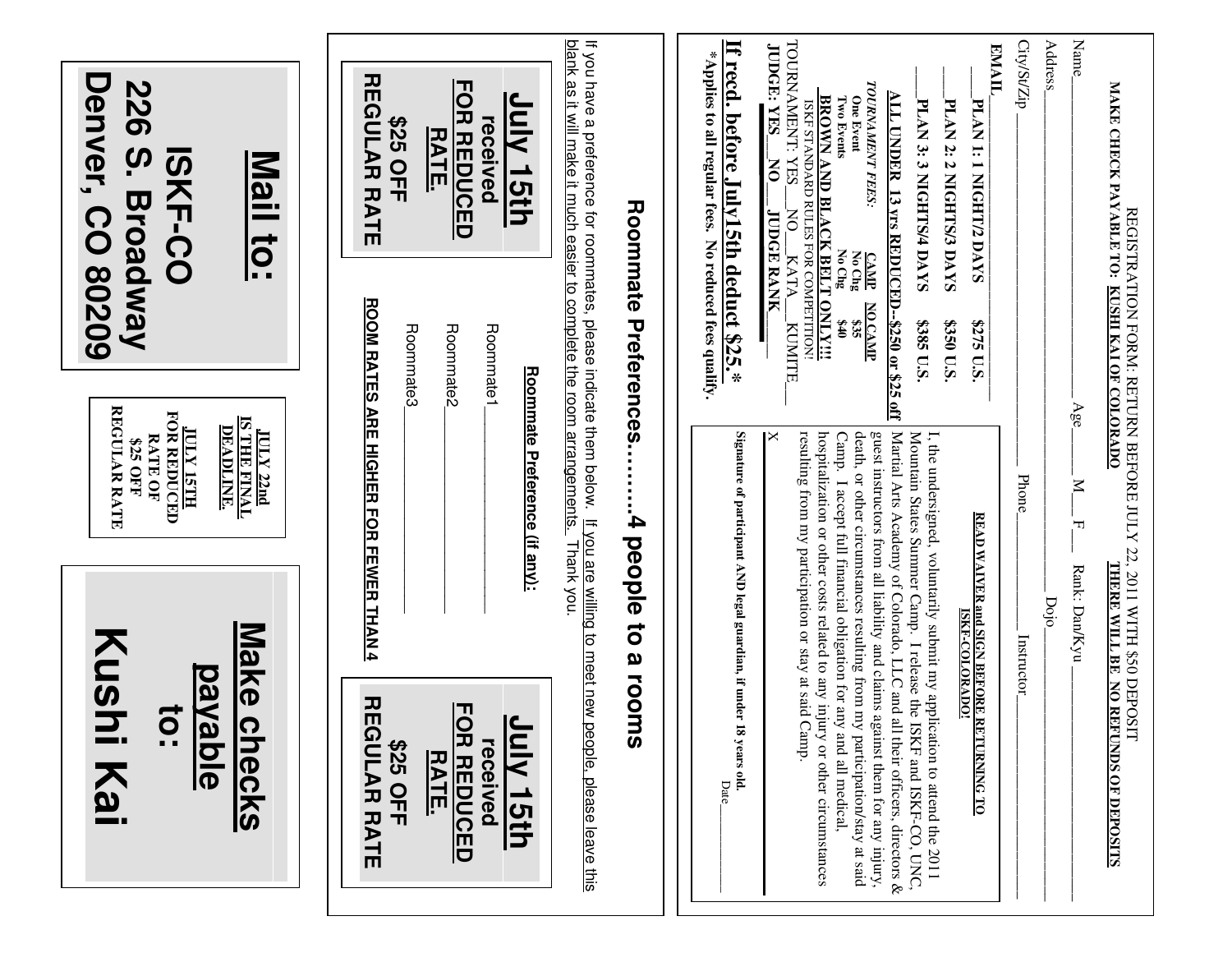REGISTRATION FORM: RETURN BEFORE JULY 22, 2011 WITH $50 DEPOSIT

**MAKE CHECK PAYABLE TO: KUSHI KAI OF COLORADO** **THERE WILL BE NO REFUNDS OF DEPOSITS**

Name_______________________________ Age____ M__ F__ Rank: Dan/Kyu____________

Address_______________________________ Dojo_______________

City/St/Zip_______________________________ Phone____________ Instructor____________

**EMAIL**_______________________________

____**PLAN 1: 1 NIGHT/2 DAYS $275 U.S.**

____**PLAN 2: 2 NIGHTS/3 DAYS $350 U.S.**

____**PLAN 3: 3 NIGHTS/4 DAYS $385 U.S.**

**ALL UNDER 13 yrs REDUCED--$250 or $25 off**

| *TOURNAMENT FEES:* | CAMP | NO CAMP |
|---|---|---|
| One Event | No Chg | $35 |
| Two Events | No Chg | $40 |

**BROWN AND BLACK BELT ONLY!!!**

ISKF STANDARD RULES FOR COMPETITION!

TOURNAMENT: YES__ NO__ KATA__ KUMITE__

**JUDGE: YES__ NO__ JUDGE RANK______**

**If recd. before July15th deduct $25.***

**\*Applies to all regular fees. No reduced fees qualify.**

**READ WAIVER and SIGN BEFORE RETURNING TO ISKF-COLORADO!**

I, the undersigned, voluntarily submit my application to attend the 2011 Mountain States Summer Camp. I release the ISKF and ISKF-CO, UNC, Martial Arts Academy of Colorado, LLC and all their officers, directors & guest instructors from all liability and claims against them for any injury, death, or other circumstances resulting from my participation/stay at said Camp. I accept full financial obligation for any and all medical, hospitalization or other costs related to any injury or other circumstances resulting from my participation or stay at said Camp.

X_______________________________

**Signature of participant AND legal guardian, if under 18 years old.**

Date__________

## Roommate Preferences........4 people to a rooms

If you have a preference for roommates, please indicate them below. If you are willing to meet new people, please leave this blank as it will make it much easier to complete the room arrangements. Thank you.

**Roommate Preference (if any):**

Roommate1_______________

Roommate2_______________

Roommate3_______________

**ROOM RATES ARE HIGHER FOR FEWER THAN 4**

**July 15th received FOR REDUCED RATE. $25 OFF REGULAR RATE**

**July 15th received FOR REDUCED RATE. $25 OFF REGULAR RATE**

**Mail to:**

**ISKF-CO**
**226 S. Broadway**
**Denver, CO 80209**

**JULY 22nd IS THE FINAL DEADLINE.**

**JULY 15TH FOR REDUCED RATE OF $25 OFF REGULAR RATE**

**Make checks payable to:**

**Kushi Kai**